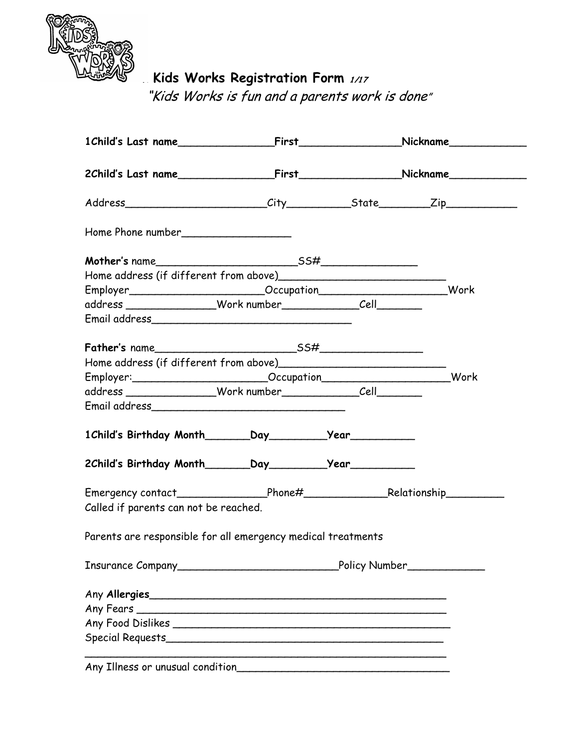# Kids Works Registration Form *1/17*

*"Kids Works is fun and a parents work is done"*

**1Child's Last name_______________First________________Nickname____________**

**2Child's Last name_______________First________________Nickname____________**

Address_______________________City__________State________Zip___________

Home Phone number_________________

**Mother's** name______________________SS#_______________
Home address (if different from above)___________________________
Employer_____________________Occupation____________________Work
address ______________Work number____________Cell_______
Email address_______________________________

**Father's** name______________________SS#________________
Home address (if different from above)__________________________
Employer:_____________________Occupation_____________________Work
address ______________Work number____________Cell_______
Email address______________________________

**1Child's Birthday Month_______Day_________Year__________**

**2Child's Birthday Month_______Day_________Year__________**

Emergency contact______________Phone#_____________Relationship_________
Called if parents can not be reached.

Parents are responsible for all emergency medical treatments

Insurance Company_________________________Policy Number____________

Any **Allergies**______________________________________________
Any Fears ______________________________________________
Any Food Dislikes ___________________________________________
Special Requests___________________________________________
______________________________________________________
Any Illness or unusual condition________________________________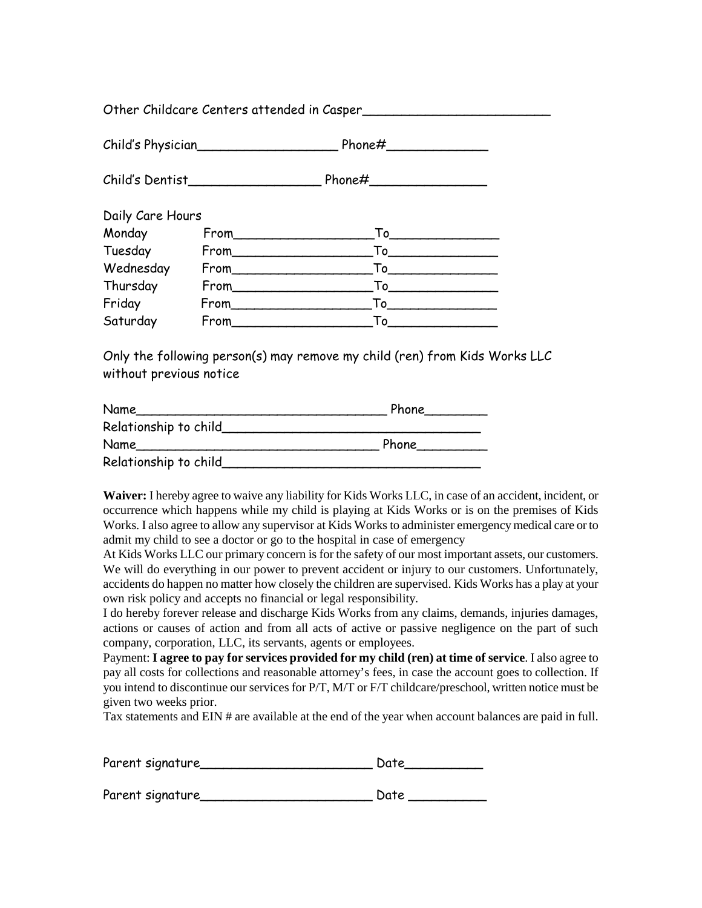Other Childcare Centers attended in Casper________________________

Child's Physician__________________ Phone#_____________

Child's Dentist_________________ Phone#_______________

Daily Care Hours

| | | |
|---|---|---|
| Monday | From__________________ | To______________ |
| Tuesday | From__________________ | To______________ |
| Wednesday | From__________________ | To______________ |
| Thursday | From__________________ | To______________ |
| Friday | From__________________ | To______________ |
| Saturday | From__________________ | To______________ |

Only the following person(s) may remove my child (ren) from Kids Works LLC without previous notice

Name_________________________________ Phone________
Relationship to child_________________________________
Name________________________________ Phone_________
Relationship to child_________________________________

**Waiver:** I hereby agree to waive any liability for Kids Works LLC, in case of an accident, incident, or occurrence which happens while my child is playing at Kids Works or is on the premises of Kids Works. I also agree to allow any supervisor at Kids Works to administer emergency medical care or to admit my child to see a doctor or go to the hospital in case of emergency

At Kids Works LLC our primary concern is for the safety of our most important assets, our customers. We will do everything in our power to prevent accident or injury to our customers. Unfortunately, accidents do happen no matter how closely the children are supervised. Kids Works has a play at your own risk policy and accepts no financial or legal responsibility.

I do hereby forever release and discharge Kids Works from any claims, demands, injuries damages, actions or causes of action and from all acts of active or passive negligence on the part of such company, corporation, LLC, its servants, agents or employees.

Payment: **I agree to pay for services provided for my child (ren) at time of service**. I also agree to pay all costs for collections and reasonable attorney's fees, in case the account goes to collection. If you intend to discontinue our services for P/T, M/T or F/T childcare/preschool, written notice must be given two weeks prior.

Tax statements and EIN # are available at the end of the year when account balances are paid in full.

Parent signature______________________ Date__________

Parent signature______________________ Date __________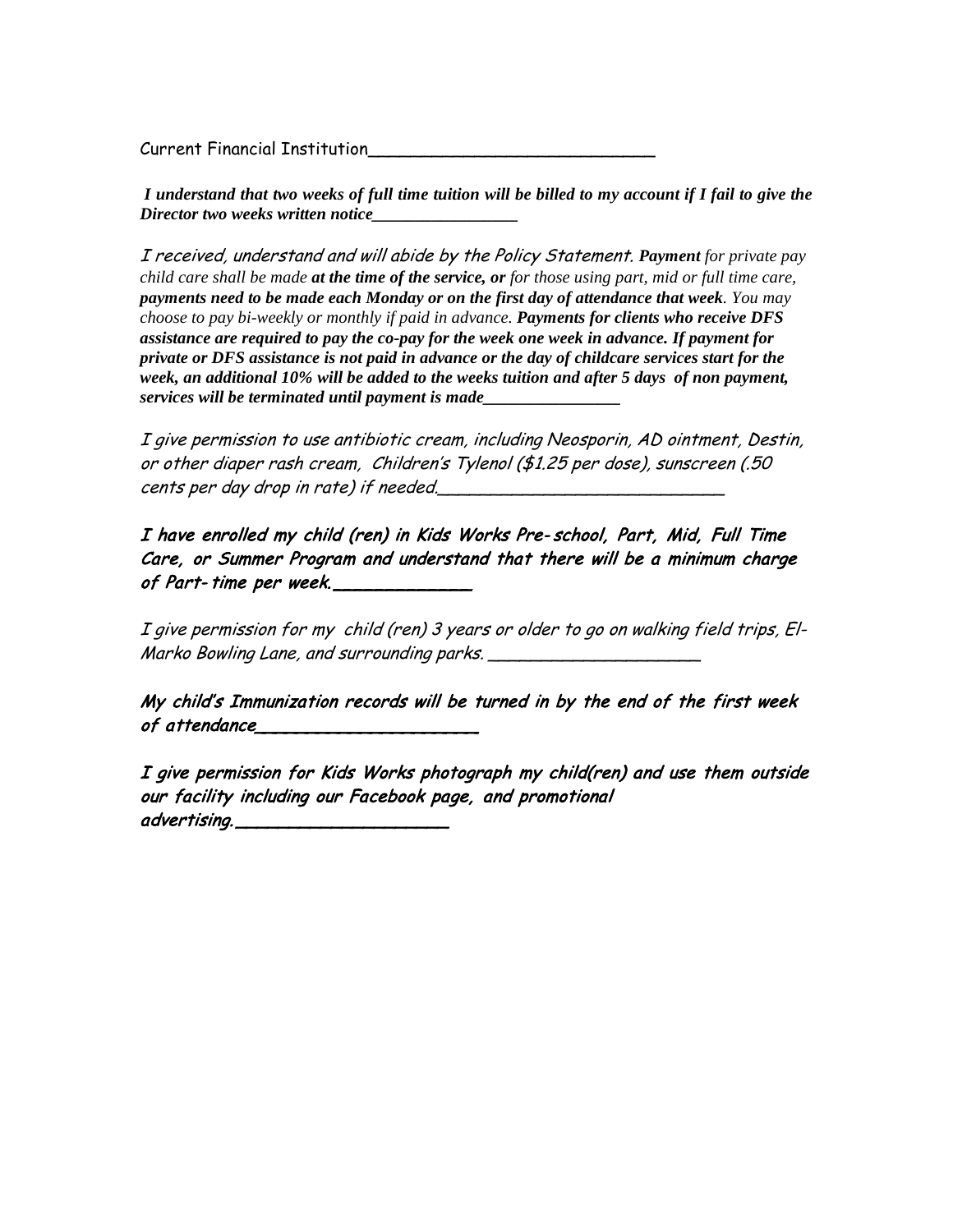Current Financial Institution___________________________

***I understand that two weeks of full time tuition will be billed to my account if I fail to give the Director two weeks written notice________________***

*I received, understand and will abide by the Policy Statement.* ***Payment*** *for private pay child care shall be made* ***at the time of the service, or*** *for those using part, mid or full time care,* ***payments need to be made each Monday or on the first day of attendance that week****. You may choose to pay bi-weekly or monthly if paid in advance.* ***Payments for clients who receive DFS assistance are required to pay the co-pay for the week one week in advance. If payment for private or DFS assistance is not paid in advance or the day of childcare services start for the week, an additional 10% will be added to the weeks tuition and after 5 days of non payment, services will be terminated until payment is made_______________***

*I give permission to use antibiotic cream, including Neosporin, AD ointment, Destin, or other diaper rash cream, Children's Tylenol ($1.25 per dose), sunscreen (.50 cents per day drop in rate) if needed.___________________________*

***I have enrolled my child (ren) in Kids Works Pre-school, Part, Mid, Full Time Care, or Summer Program and understand that there will be a minimum charge of Part-time per week.____________***

*I give permission for my child (ren) 3 years or older to go on walking field trips, El-Marko Bowling Lane, and surrounding parks.____________________*

***My child's Immunization records will be turned in by the end of the first week of attendance____________________***

***I give permission for Kids Works photograph my child(ren) and use them outside our facility including our Facebook page, and promotional advertising.___________________***